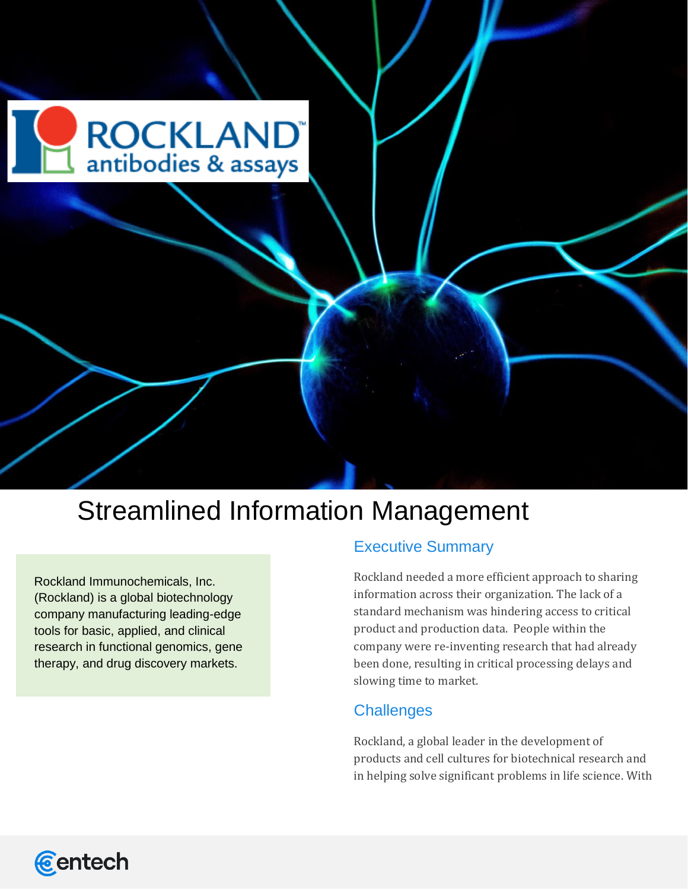# Streamlined Information Management

Rockland Immunochemicals, Inc. (Rockland) is a global biotechnology company manufacturing leading-edge tools for basic, applied, and clinical research in functional genomics, gene therapy, and drug discovery markets.

## Executive Summary

Rockland needed a more efficient approach to sharing information across their organization. The lack of a standard mechanism was hindering access to critical product and production data. People within the company were re-inventing research that had already been done, resulting in critical processing delays and slowing time to market.

## Challenges

Rockland, a global leader in the development of products and cell cultures for biotechnical research and in helping solve significant problems in life science. With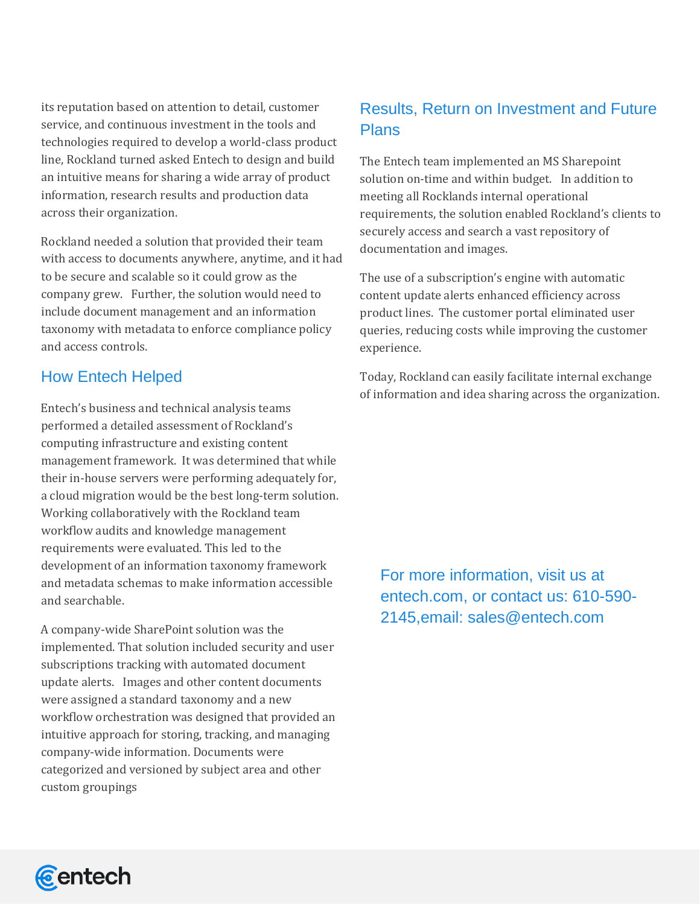its reputation based on attention to detail, customer service, and continuous investment in the tools and technologies required to develop a world-class product line, Rockland turned asked Entech to design and build an intuitive means for sharing a wide array of product information, research results and production data across their organization.

Rockland needed a solution that provided their team with access to documents anywhere, anytime, and it had to be secure and scalable so it could grow as the company grew. Further, the solution would need to include document management and an information taxonomy with metadata to enforce compliance policy and access controls.

## How Entech Helped

Entech's business and technical analysis teams performed a detailed assessment of Rockland's computing infrastructure and existing content management framework. It was determined that while their in-house servers were performing adequately for, a cloud migration would be the best long-term solution. Working collaboratively with the Rockland team workflow audits and knowledge management requirements were evaluated. This led to the development of an information taxonomy framework and metadata schemas to make information accessible and searchable.

A company-wide SharePoint solution was the implemented. That solution included security and user subscriptions tracking with automated document update alerts. Images and other content documents were assigned a standard taxonomy and a new workflow orchestration was designed that provided an intuitive approach for storing, tracking, and managing company-wide information. Documents were categorized and versioned by subject area and other custom groupings

## Results, Return on Investment and Future Plans

The Entech team implemented an MS Sharepoint solution on-time and within budget. In addition to meeting all Rocklands internal operational requirements, the solution enabled Rockland's clients to securely access and search a vast repository of documentation and images.

The use of a subscription's engine with automatic content update alerts enhanced efficiency across product lines. The customer portal eliminated user queries, reducing costs while improving the customer experience.

Today, Rockland can easily facilitate internal exchange of information and idea sharing across the organization.

For more information, visit us at entech.com, or contact us: 610-590-2145,email: sales@entech.com

entech